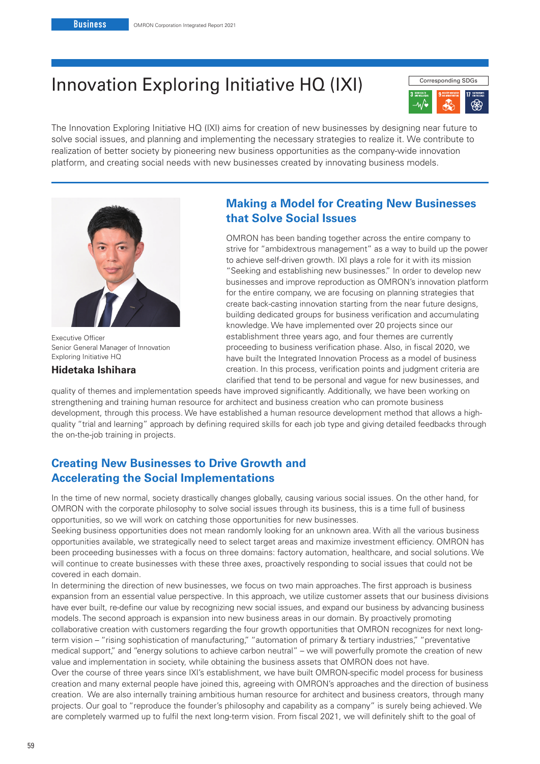# Innovation Exploring Initiative HQ (IXI)

Corresponding SDGs

The Innovation Exploring Initiative HQ (IXI) aims for creation of new businesses by designing near future to solve social issues, and planning and implementing the necessary strategies to realize it. We contribute to realization of better society by pioneering new business opportunities as the company-wide innovation platform, and creating social needs with new businesses created by innovating business models.

Executive Officer
Senior General Manager of Innovation Exploring Initiative HQ

**Hidetaka Ishihara**

## Making a Model for Creating New Businesses that Solve Social Issues

OMRON has been banding together across the entire company to strive for "ambidextrous management" as a way to build up the power to achieve self-driven growth. IXI plays a role for it with its mission "Seeking and establishing new businesses." In order to develop new businesses and improve reproduction as OMRON's innovation platform for the entire company, we are focusing on planning strategies that create back-casting innovation starting from the near future designs, building dedicated groups for business verification and accumulating knowledge. We have implemented over 20 projects since our establishment three years ago, and four themes are currently proceeding to business verification phase. Also, in fiscal 2020, we have built the Integrated Innovation Process as a model of business creation. In this process, verification points and judgment criteria are clarified that tend to be personal and vague for new businesses, and quality of themes and implementation speeds have improved significantly. Additionally, we have been working on strengthening and training human resource for architect and business creation who can promote business development, through this process. We have established a human resource development method that allows a high-quality "trial and learning" approach by defining required skills for each job type and giving detailed feedbacks through the on-the-job training in projects.

## Creating New Businesses to Drive Growth and Accelerating the Social Implementations

In the time of new normal, society drastically changes globally, causing various social issues. On the other hand, for OMRON with the corporate philosophy to solve social issues through its business, this is a time full of business opportunities, so we will work on catching those opportunities for new businesses.

Seeking business opportunities does not mean randomly looking for an unknown area. With all the various business opportunities available, we strategically need to select target areas and maximize investment efficiency. OMRON has been proceeding businesses with a focus on three domains: factory automation, healthcare, and social solutions. We will continue to create businesses with these three axes, proactively responding to social issues that could not be covered in each domain.

In determining the direction of new businesses, we focus on two main approaches. The first approach is business expansion from an essential value perspective. In this approach, we utilize customer assets that our business divisions have ever built, re-define our value by recognizing new social issues, and expand our business by advancing business models. The second approach is expansion into new business areas in our domain. By proactively promoting collaborative creation with customers regarding the four growth opportunities that OMRON recognizes for next long-term vision – "rising sophistication of manufacturing," "automation of primary & tertiary industries," "preventative medical support," and "energy solutions to achieve carbon neutral" – we will powerfully promote the creation of new value and implementation in society, while obtaining the business assets that OMRON does not have.

Over the course of three years since IXI's establishment, we have built OMRON-specific model process for business creation and many external people have joined this, agreeing with OMRON's approaches and the direction of business creation. We are also internally training ambitious human resource for architect and business creators, through many projects. Our goal to "reproduce the founder's philosophy and capability as a company" is surely being achieved. We are completely warmed up to fulfil the next long-term vision. From fiscal 2021, we will definitely shift to the goal of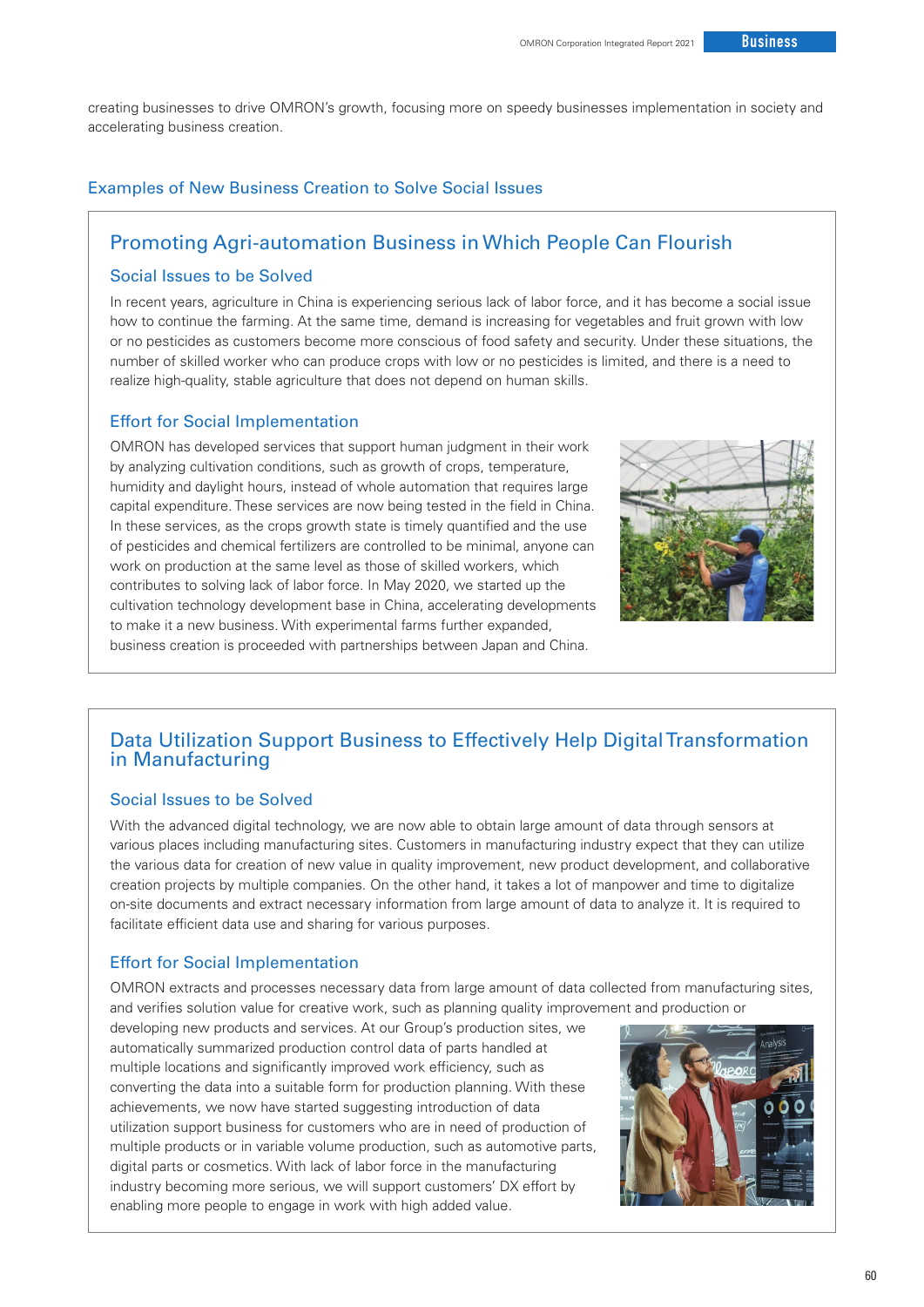creating businesses to drive OMRON's growth, focusing more on speedy businesses implementation in society and accelerating business creation.

## Examples of New Business Creation to Solve Social Issues

### Promoting Agri-automation Business in Which People Can Flourish

#### Social Issues to be Solved

In recent years, agriculture in China is experiencing serious lack of labor force, and it has become a social issue how to continue the farming. At the same time, demand is increasing for vegetables and fruit grown with low or no pesticides as customers become more conscious of food safety and security. Under these situations, the number of skilled worker who can produce crops with low or no pesticides is limited, and there is a need to realize high-quality, stable agriculture that does not depend on human skills.

#### Effort for Social Implementation

OMRON has developed services that support human judgment in their work by analyzing cultivation conditions, such as growth of crops, temperature, humidity and daylight hours, instead of whole automation that requires large capital expenditure. These services are now being tested in the field in China. In these services, as the crops growth state is timely quantified and the use of pesticides and chemical fertilizers are controlled to be minimal, anyone can work on production at the same level as those of skilled workers, which contributes to solving lack of labor force. In May 2020, we started up the cultivation technology development base in China, accelerating developments to make it a new business. With experimental farms further expanded, business creation is proceeded with partnerships between Japan and China.

### Data Utilization Support Business to Effectively Help Digital Transformation in Manufacturing

#### Social Issues to be Solved

With the advanced digital technology, we are now able to obtain large amount of data through sensors at various places including manufacturing sites. Customers in manufacturing industry expect that they can utilize the various data for creation of new value in quality improvement, new product development, and collaborative creation projects by multiple companies. On the other hand, it takes a lot of manpower and time to digitalize on-site documents and extract necessary information from large amount of data to analyze it. It is required to facilitate efficient data use and sharing for various purposes.

#### Effort for Social Implementation

OMRON extracts and processes necessary data from large amount of data collected from manufacturing sites, and verifies solution value for creative work, such as planning quality improvement and production or developing new products and services. At our Group's production sites, we automatically summarized production control data of parts handled at multiple locations and significantly improved work efficiency, such as converting the data into a suitable form for production planning. With these achievements, we now have started suggesting introduction of data utilization support business for customers who are in need of production of multiple products or in variable volume production, such as automotive parts, digital parts or cosmetics. With lack of labor force in the manufacturing industry becoming more serious, we will support customers' DX effort by enabling more people to engage in work with high added value.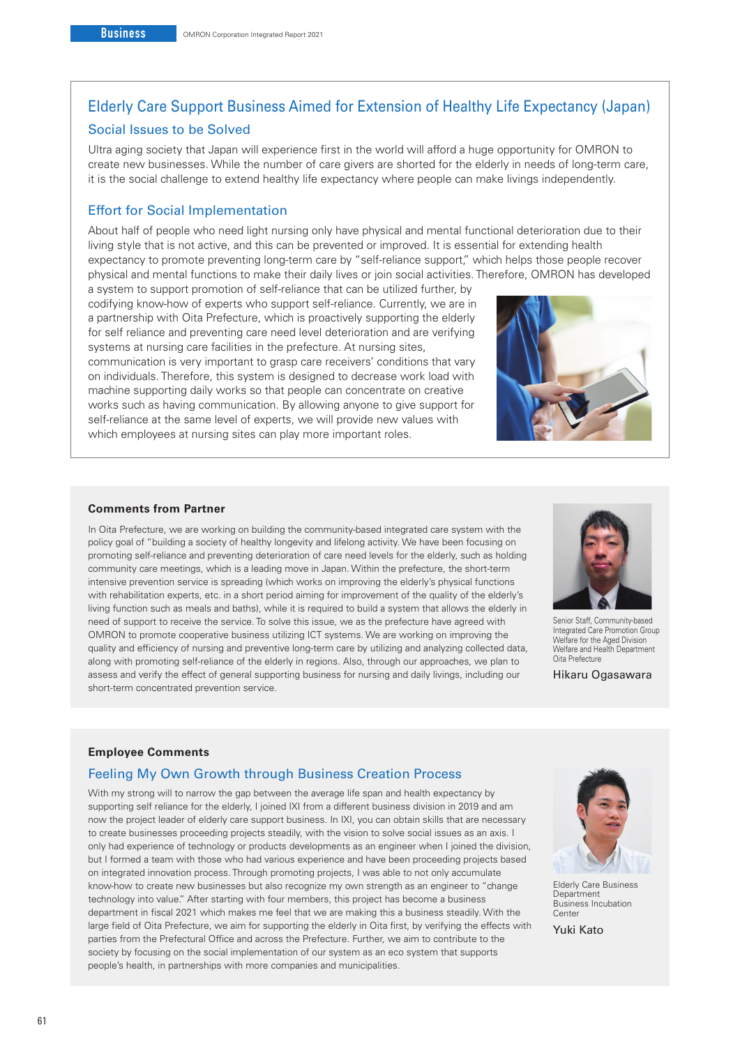## Elderly Care Support Business Aimed for Extension of Healthy Life Expectancy (Japan)

### Social Issues to be Solved

Ultra aging society that Japan will experience first in the world will afford a huge opportunity for OMRON to create new businesses. While the number of care givers are shorted for the elderly in needs of long-term care, it is the social challenge to extend healthy life expectancy where people can make livings independently.

### Effort for Social Implementation

About half of people who need light nursing only have physical and mental functional deterioration due to their living style that is not active, and this can be prevented or improved. It is essential for extending health expectancy to promote preventing long-term care by "self-reliance support," which helps those people recover physical and mental functions to make their daily lives or join social activities. Therefore, OMRON has developed a system to support promotion of self-reliance that can be utilized further, by codifying know-how of experts who support self-reliance. Currently, we are in a partnership with Oita Prefecture, which is proactively supporting the elderly for self reliance and preventing care need level deterioration and are verifying systems at nursing care facilities in the prefecture. At nursing sites, communication is very important to grasp care receivers' conditions that vary on individuals. Therefore, this system is designed to decrease work load with machine supporting daily works so that people can concentrate on creative works such as having communication. By allowing anyone to give support for self-reliance at the same level of experts, we will provide new values with which employees at nursing sites can play more important roles.

**Comments from Partner**

In Oita Prefecture, we are working on building the community-based integrated care system with the policy goal of "building a society of healthy longevity and lifelong activity. We have been focusing on promoting self-reliance and preventing deterioration of care need levels for the elderly, such as holding community care meetings, which is a leading move in Japan. Within the prefecture, the short-term intensive prevention service is spreading (which works on improving the elderly's physical functions with rehabilitation experts, etc. in a short period aiming for improvement of the quality of the elderly's living function such as meals and baths), while it is required to build a system that allows the elderly in need of support to receive the service. To solve this issue, we as the prefecture have agreed with OMRON to promote cooperative business utilizing ICT systems. We are working on improving the quality and efficiency of nursing and preventive long-term care by utilizing and analyzing collected data, along with promoting self-reliance of the elderly in regions. Also, through our approaches, we plan to assess and verify the effect of general supporting business for nursing and daily livings, including our short-term concentrated prevention service.

Senior Staff, Community-based Integrated Care Promotion Group Welfare for the Aged Division Welfare and Health Department Oita Prefecture

Hikaru Ogasawara

**Employee Comments**

### Feeling My Own Growth through Business Creation Process

With my strong will to narrow the gap between the average life span and health expectancy by supporting self reliance for the elderly, I joined IXI from a different business division in 2019 and am now the project leader of elderly care support business. In IXI, you can obtain skills that are necessary to create businesses proceeding projects steadily, with the vision to solve social issues as an axis. I only had experience of technology or products developments as an engineer when I joined the division, but I formed a team with those who had various experience and have been proceeding projects based on integrated innovation process. Through promoting projects, I was able to not only accumulate know-how to create new businesses but also recognize my own strength as an engineer to "change technology into value." After starting with four members, this project has become a business department in fiscal 2021 which makes me feel that we are making this a business steadily. With the large field of Oita Prefecture, we aim for supporting the elderly in Oita first, by verifying the effects with parties from the Prefectural Office and across the Prefecture. Further, we aim to contribute to the society by focusing on the social implementation of our system as an eco system that supports people's health, in partnerships with more companies and municipalities.

Elderly Care Business Department Business Incubation Center

Yuki Kato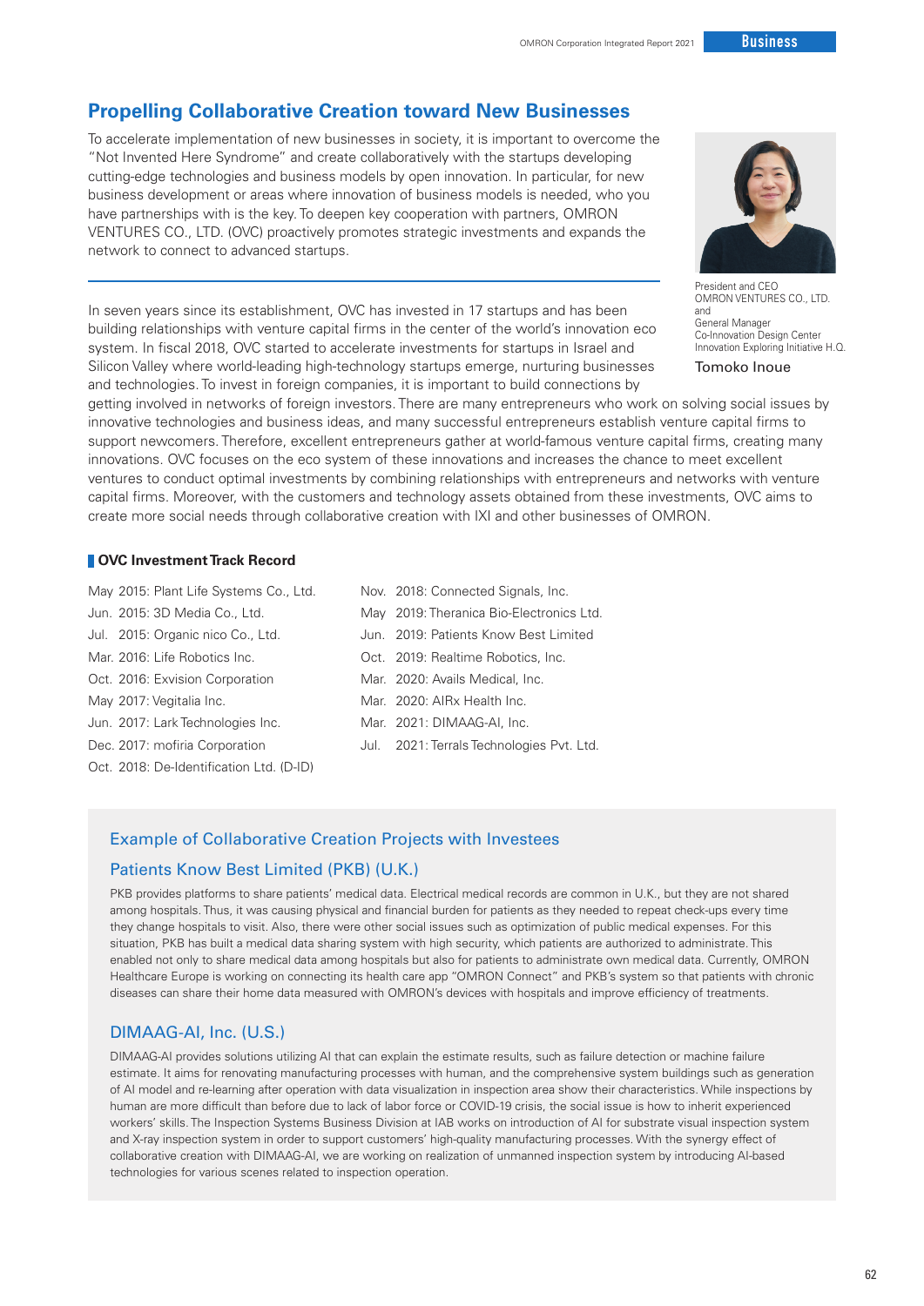## Propelling Collaborative Creation toward New Businesses

To accelerate implementation of new businesses in society, it is important to overcome the "Not Invented Here Syndrome" and create collaboratively with the startups developing cutting-edge technologies and business models by open innovation. In particular, for new business development or areas where innovation of business models is needed, who you have partnerships with is the key. To deepen key cooperation with partners, OMRON VENTURES CO., LTD. (OVC) proactively promotes strategic investments and expands the network to connect to advanced startups.

President and CEO
OMRON VENTURES CO., LTD.
and
General Manager
Co-Innovation Design Center
Innovation Exploring Initiative H.Q.

Tomoko Inoue

In seven years since its establishment, OVC has invested in 17 startups and has been building relationships with venture capital firms in the center of the world's innovation eco system. In fiscal 2018, OVC started to accelerate investments for startups in Israel and Silicon Valley where world-leading high-technology startups emerge, nurturing businesses and technologies. To invest in foreign companies, it is important to build connections by getting involved in networks of foreign investors. There are many entrepreneurs who work on solving social issues by innovative technologies and business ideas, and many successful entrepreneurs establish venture capital firms to support newcomers. Therefore, excellent entrepreneurs gather at world-famous venture capital firms, creating many innovations. OVC focuses on the eco system of these innovations and increases the chance to meet excellent ventures to conduct optimal investments by combining relationships with entrepreneurs and networks with venture capital firms. Moreover, with the customers and technology assets obtained from these investments, OVC aims to create more social needs through collaborative creation with IXI and other businesses of OMRON.

### OVC Investment Track Record

- May 2015: Plant Life Systems Co., Ltd.
- Jun. 2015: 3D Media Co., Ltd.
- Jul. 2015: Organic nico Co., Ltd.
- Mar. 2016: Life Robotics Inc.
- Oct. 2016: Exvision Corporation
- May 2017: Vegitalia Inc.
- Jun. 2017: Lark Technologies Inc.
- Dec. 2017: mofiria Corporation
- Oct. 2018: De-Identification Ltd. (D-ID)
- Nov. 2018: Connected Signals, Inc.
- May 2019: Theranica Bio-Electronics Ltd.
- Jun. 2019: Patients Know Best Limited
- Oct. 2019: Realtime Robotics, Inc.
- Mar. 2020: Avails Medical, Inc.
- Mar. 2020: AIRx Health Inc.
- Mar. 2021: DIMAAG-AI, Inc.
- Jul. 2021: Terrals Technologies Pvt. Ltd.

### Example of Collaborative Creation Projects with Investees

#### Patients Know Best Limited (PKB) (U.K.)

PKB provides platforms to share patients' medical data. Electrical medical records are common in U.K., but they are not shared among hospitals. Thus, it was causing physical and financial burden for patients as they needed to repeat check-ups every time they change hospitals to visit. Also, there were other social issues such as optimization of public medical expenses. For this situation, PKB has built a medical data sharing system with high security, which patients are authorized to administrate. This enabled not only to share medical data among hospitals but also for patients to administrate own medical data. Currently, OMRON Healthcare Europe is working on connecting its health care app "OMRON Connect" and PKB's system so that patients with chronic diseases can share their home data measured with OMRON's devices with hospitals and improve efficiency of treatments.

#### DIMAAG-AI, Inc. (U.S.)

DIMAAG-AI provides solutions utilizing AI that can explain the estimate results, such as failure detection or machine failure estimate. It aims for renovating manufacturing processes with human, and the comprehensive system buildings such as generation of AI model and re-learning after operation with data visualization in inspection area show their characteristics. While inspections by human are more difficult than before due to lack of labor force or COVID-19 crisis, the social issue is how to inherit experienced workers' skills. The Inspection Systems Business Division at IAB works on introduction of AI for substrate visual inspection system and X-ray inspection system in order to support customers' high-quality manufacturing processes. With the synergy effect of collaborative creation with DIMAAG-AI, we are working on realization of unmanned inspection system by introducing AI-based technologies for various scenes related to inspection operation.